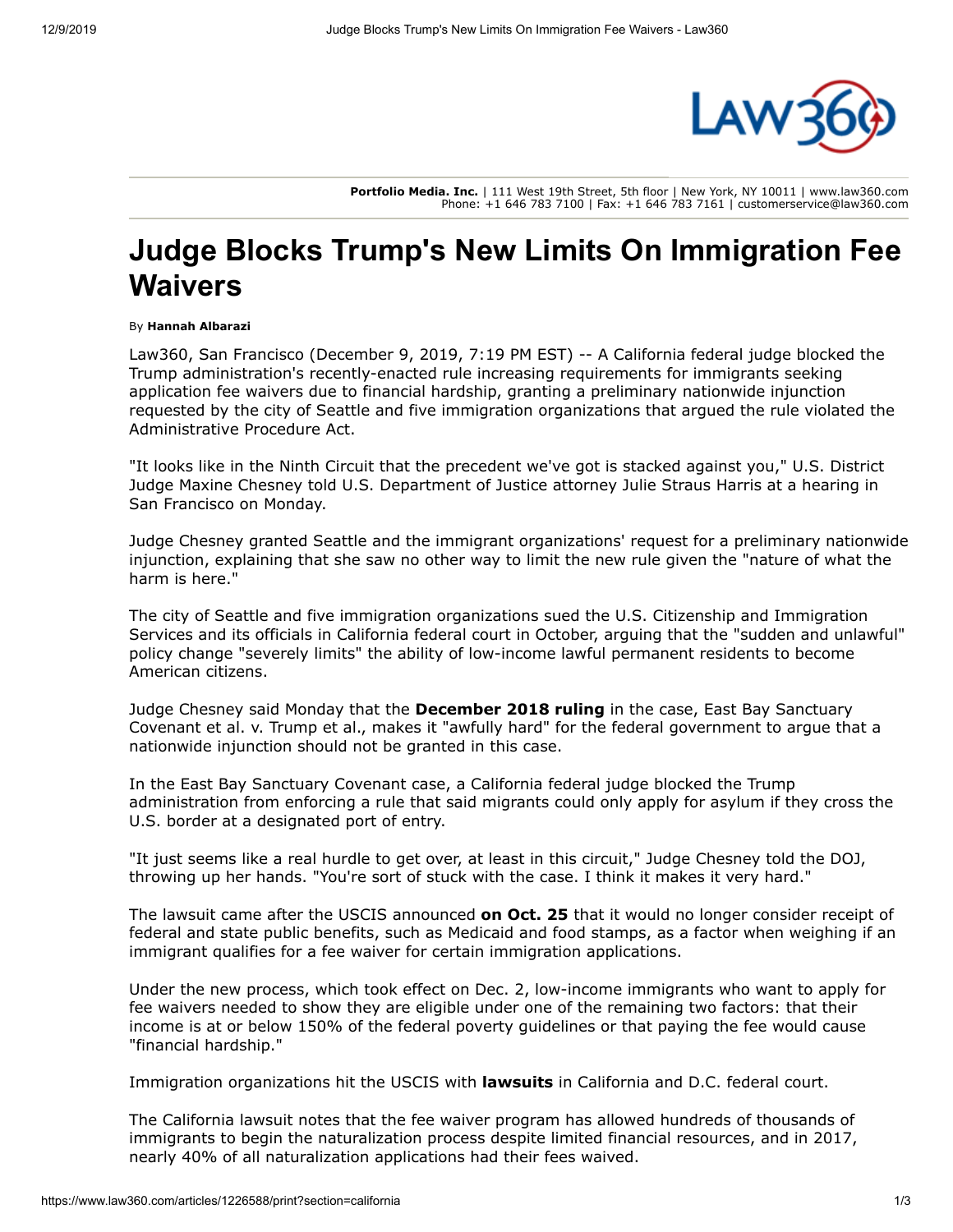**Portfolio Media. Inc.** | 111 West 19th Street, 5th floor | New York, NY 10011 | www.law360.com
Phone: +1 646 783 7100 | Fax: +1 646 783 7161 | customerservice@law360.com

# Judge Blocks Trump's New Limits On Immigration Fee Waivers

By **Hannah Albarazi**

Law360, San Francisco (December 9, 2019, 7:19 PM EST) -- A California federal judge blocked the Trump administration's recently-enacted rule increasing requirements for immigrants seeking application fee waivers due to financial hardship, granting a preliminary nationwide injunction requested by the city of Seattle and five immigration organizations that argued the rule violated the Administrative Procedure Act.

"It looks like in the Ninth Circuit that the precedent we've got is stacked against you," U.S. District Judge Maxine Chesney told U.S. Department of Justice attorney Julie Straus Harris at a hearing in San Francisco on Monday.

Judge Chesney granted Seattle and the immigrant organizations' request for a preliminary nationwide injunction, explaining that she saw no other way to limit the new rule given the "nature of what the harm is here."

The city of Seattle and five immigration organizations sued the U.S. Citizenship and Immigration Services and its officials in California federal court in October, arguing that the "sudden and unlawful" policy change "severely limits" the ability of low-income lawful permanent residents to become American citizens.

Judge Chesney said Monday that the **December 2018 ruling** in the case, East Bay Sanctuary Covenant et al. v. Trump et al., makes it "awfully hard" for the federal government to argue that a nationwide injunction should not be granted in this case.

In the East Bay Sanctuary Covenant case, a California federal judge blocked the Trump administration from enforcing a rule that said migrants could only apply for asylum if they cross the U.S. border at a designated port of entry.

"It just seems like a real hurdle to get over, at least in this circuit," Judge Chesney told the DOJ, throwing up her hands. "You're sort of stuck with the case. I think it makes it very hard."

The lawsuit came after the USCIS announced **on Oct. 25** that it would no longer consider receipt of federal and state public benefits, such as Medicaid and food stamps, as a factor when weighing if an immigrant qualifies for a fee waiver for certain immigration applications.

Under the new process, which took effect on Dec. 2, low-income immigrants who want to apply for fee waivers needed to show they are eligible under one of the remaining two factors: that their income is at or below 150% of the federal poverty guidelines or that paying the fee would cause "financial hardship."

Immigration organizations hit the USCIS with **lawsuits** in California and D.C. federal court.

The California lawsuit notes that the fee waiver program has allowed hundreds of thousands of immigrants to begin the naturalization process despite limited financial resources, and in 2017, nearly 40% of all naturalization applications had their fees waived.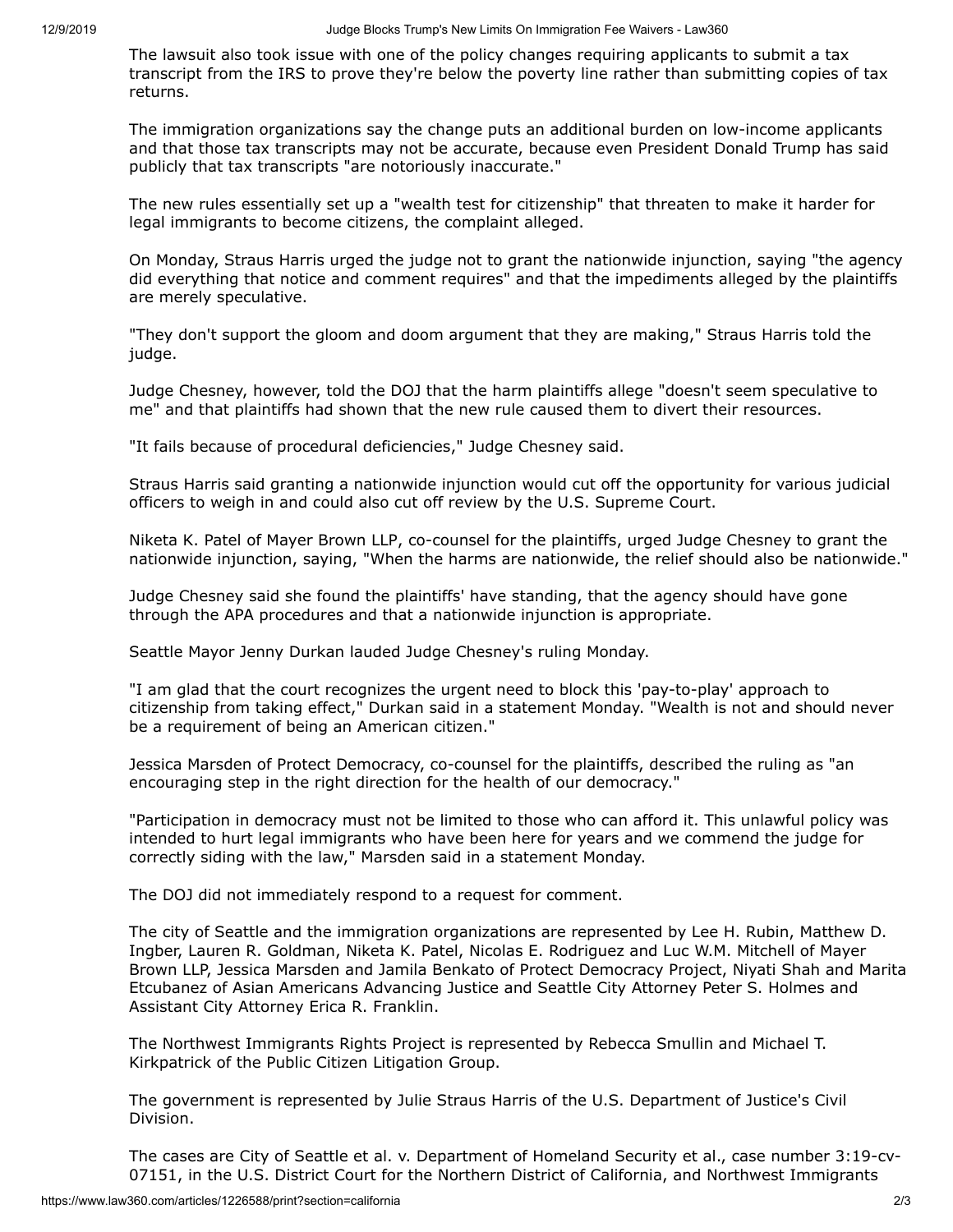The lawsuit also took issue with one of the policy changes requiring applicants to submit a tax transcript from the IRS to prove they're below the poverty line rather than submitting copies of tax returns.

The immigration organizations say the change puts an additional burden on low-income applicants and that those tax transcripts may not be accurate, because even President Donald Trump has said publicly that tax transcripts "are notoriously inaccurate."

The new rules essentially set up a "wealth test for citizenship" that threaten to make it harder for legal immigrants to become citizens, the complaint alleged.

On Monday, Straus Harris urged the judge not to grant the nationwide injunction, saying "the agency did everything that notice and comment requires" and that the impediments alleged by the plaintiffs are merely speculative.

"They don't support the gloom and doom argument that they are making," Straus Harris told the judge.

Judge Chesney, however, told the DOJ that the harm plaintiffs allege "doesn't seem speculative to me" and that plaintiffs had shown that the new rule caused them to divert their resources.

"It fails because of procedural deficiencies," Judge Chesney said.

Straus Harris said granting a nationwide injunction would cut off the opportunity for various judicial officers to weigh in and could also cut off review by the U.S. Supreme Court.

Niketa K. Patel of Mayer Brown LLP, co-counsel for the plaintiffs, urged Judge Chesney to grant the nationwide injunction, saying, "When the harms are nationwide, the relief should also be nationwide."

Judge Chesney said she found the plaintiffs' have standing, that the agency should have gone through the APA procedures and that a nationwide injunction is appropriate.

Seattle Mayor Jenny Durkan lauded Judge Chesney's ruling Monday.

"I am glad that the court recognizes the urgent need to block this 'pay-to-play' approach to citizenship from taking effect," Durkan said in a statement Monday. "Wealth is not and should never be a requirement of being an American citizen."

Jessica Marsden of Protect Democracy, co-counsel for the plaintiffs, described the ruling as "an encouraging step in the right direction for the health of our democracy."

"Participation in democracy must not be limited to those who can afford it. This unlawful policy was intended to hurt legal immigrants who have been here for years and we commend the judge for correctly siding with the law," Marsden said in a statement Monday.

The DOJ did not immediately respond to a request for comment.

The city of Seattle and the immigration organizations are represented by Lee H. Rubin, Matthew D. Ingber, Lauren R. Goldman, Niketa K. Patel, Nicolas E. Rodriguez and Luc W.M. Mitchell of Mayer Brown LLP, Jessica Marsden and Jamila Benkato of Protect Democracy Project, Niyati Shah and Marita Etcubanez of Asian Americans Advancing Justice and Seattle City Attorney Peter S. Holmes and Assistant City Attorney Erica R. Franklin.

The Northwest Immigrants Rights Project is represented by Rebecca Smullin and Michael T. Kirkpatrick of the Public Citizen Litigation Group.

The government is represented by Julie Straus Harris of the U.S. Department of Justice's Civil Division.

The cases are City of Seattle et al. v. Department of Homeland Security et al., case number 3:19-cv-07151, in the U.S. District Court for the Northern District of California, and Northwest Immigrants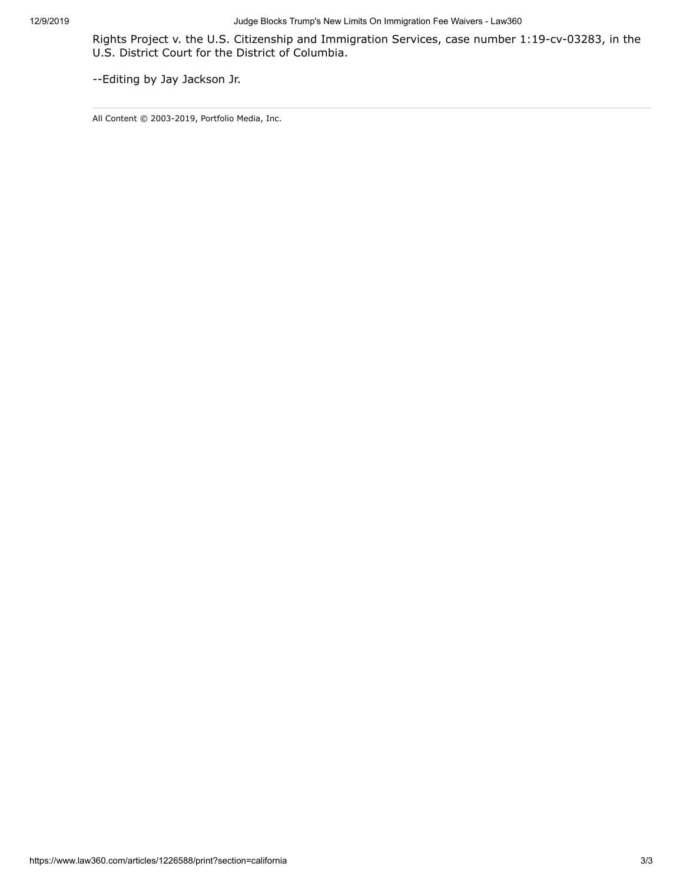Rights Project v. the U.S. Citizenship and Immigration Services, case number 1:19-cv-03283, in the U.S. District Court for the District of Columbia.

--Editing by Jay Jackson Jr.

---

All Content © 2003-2019, Portfolio Media, Inc.